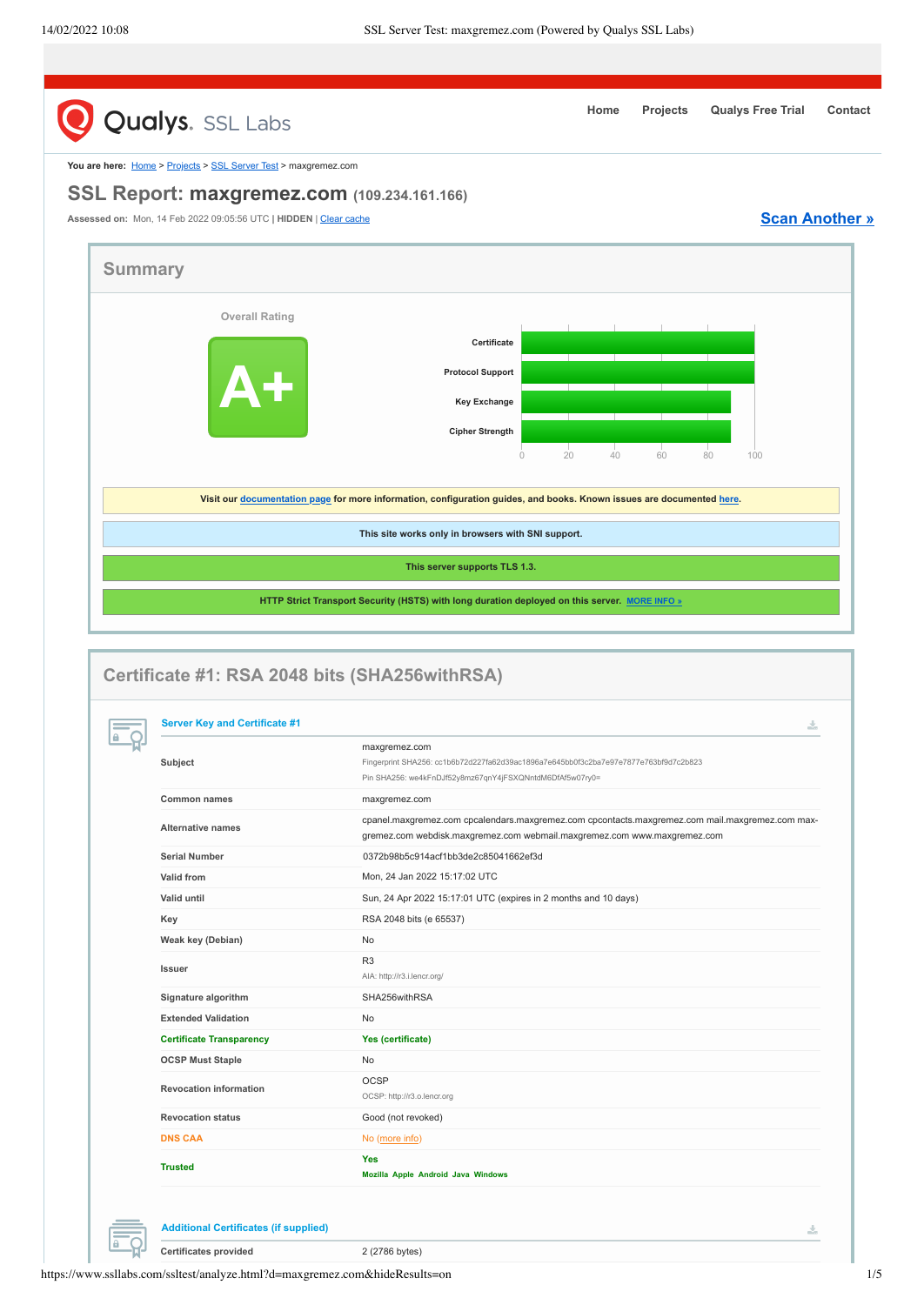Home | Projects | Qualys Free Trial | Contact

You are here: Home > Projects > SSL Server Test > maxgremez.com

# SSL Report: maxgremez.com (109.234.161.166)

Assessed on: Mon, 14 Feb 2022 09:05:56 UTC | HIDDEN | Clear cache

**Scan Another »**

## Summary

Overall Rating

**A+**

| | 0 | 20 | 40 | 60 | 80 | 100 |
|---|---|---|---|---|---|---|
| Certificate | | | | | | |
| Protocol Support | | | | | | |
| Key Exchange | | | | | | |
| Cipher Strength | | | | | | |

Visit our documentation page for more information, configuration guides, and books. Known issues are documented here.

This site works only in browsers with SNI support.

This server supports TLS 1.3.

HTTP Strict Transport Security (HSTS) with long duration deployed on this server. MORE INFO »

## Certificate #1: RSA 2048 bits (SHA256withRSA)

### Server Key and Certificate #1

| | |
|---|---|
| Subject | maxgremez.com<br>Fingerprint SHA256: cc1b6b72d227fa62d39ac1896a7e645bb0f3c2ba7e97e7877e763bf9d7c2b823<br>Pin SHA256: we4kFnDJf52y8mz67qnY4jFSXQNntdM6DfAf5w07ry0= |
| Common names | maxgremez.com |
| Alternative names | cpanel.maxgremez.com cpcalendars.maxgremez.com cpcontacts.maxgremez.com mail.maxgremez.com max-gremez.com webdisk.maxgremez.com webmail.maxgremez.com www.maxgremez.com |
| Serial Number | 0372b98b5c914acf1bb3de2c85041662ef3d |
| Valid from | Mon, 24 Jan 2022 15:17:02 UTC |
| Valid until | Sun, 24 Apr 2022 15:17:01 UTC (expires in 2 months and 10 days) |
| Key | RSA 2048 bits (e 65537) |
| Weak key (Debian) | No |
| Issuer | R3<br>AIA: http://r3.i.lencr.org/ |
| Signature algorithm | SHA256withRSA |
| Extended Validation | No |
| Certificate Transparency | Yes (certificate) |
| OCSP Must Staple | No |
| Revocation information | OCSP<br>OCSP: http://r3.o.lencr.org |
| Revocation status | Good (not revoked) |
| DNS CAA | No (more info) |
| Trusted | Yes<br>Mozilla Apple Android Java Windows |

### Additional Certificates (if supplied)

| | |
|---|---|
| Certificates provided | 2 (2786 bytes) |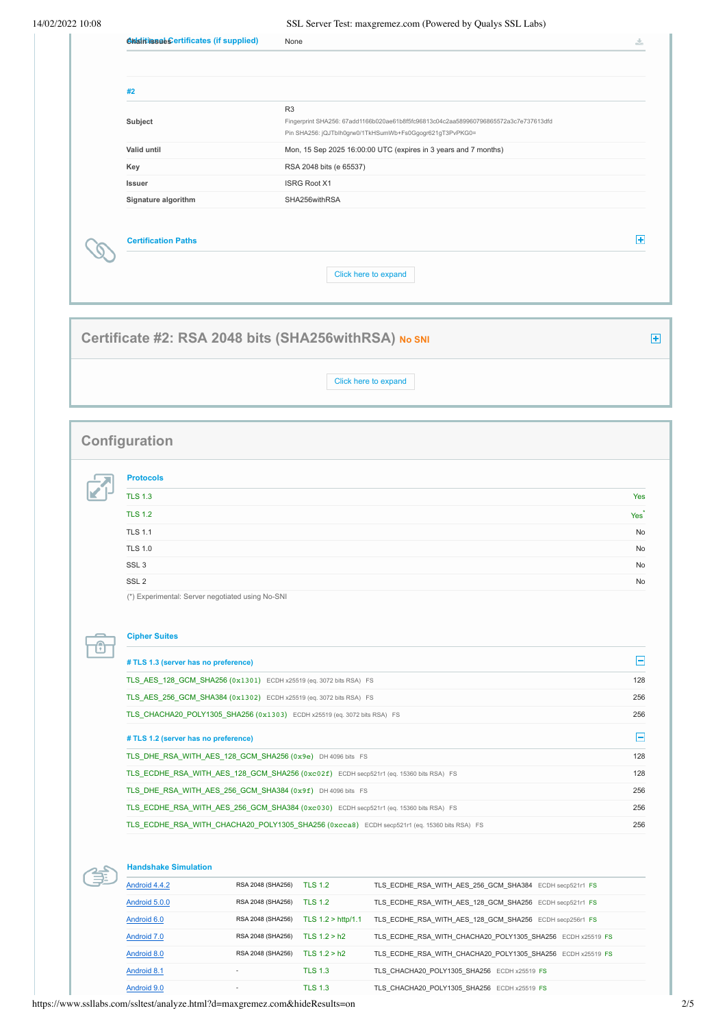| | |
|---|---|
| Additional Certificates (if supplied) / Chain issues | None |

| #2 | |
|---|---|
| Subject | R3<br>Fingerprint SHA256: 67add1166b020ae61b8f5fc96813c04c2aa589960796865572a3c7e737613dfd<br>Pin SHA256: jQJTbIh0grw0/1TkHSumWb+Fs0Ggogr621gT3PvPKG0= |
| Valid until | Mon, 15 Sep 2025 16:00:00 UTC (expires in 3 years and 7 months) |
| Key | RSA 2048 bits (e 65537) |
| Issuer | ISRG Root X1 |
| Signature algorithm | SHA256withRSA |

### Certification Paths

Click here to expand

## Certificate #2: RSA 2048 bits (SHA256withRSA) No SNI

Click here to expand

## Configuration

### Protocols

| | |
|---|---|
| TLS 1.3 | Yes |
| TLS 1.2 | Yes* |
| TLS 1.1 | No |
| TLS 1.0 | No |
| SSL 3 | No |
| SSL 2 | No |

(*) Experimental: Server negotiated using No-SNI

### Cipher Suites

**# TLS 1.3 (server has no preference)**

| | |
|---|---|
| TLS_AES_128_GCM_SHA256 (0x1301) ECDH x25519 (eq. 3072 bits RSA) FS | 128 |
| TLS_AES_256_GCM_SHA384 (0x1302) ECDH x25519 (eq. 3072 bits RSA) FS | 256 |
| TLS_CHACHA20_POLY1305_SHA256 (0x1303) ECDH x25519 (eq. 3072 bits RSA) FS | 256 |

**# TLS 1.2 (server has no preference)**

| | |
|---|---|
| TLS_DHE_RSA_WITH_AES_128_GCM_SHA256 (0x9e) DH 4096 bits FS | 128 |
| TLS_ECDHE_RSA_WITH_AES_128_GCM_SHA256 (0xc02f) ECDH secp521r1 (eq. 15360 bits RSA) FS | 128 |
| TLS_DHE_RSA_WITH_AES_256_GCM_SHA384 (0x9f) DH 4096 bits FS | 256 |
| TLS_ECDHE_RSA_WITH_AES_256_GCM_SHA384 (0xc030) ECDH secp521r1 (eq. 15360 bits RSA) FS | 256 |
| TLS_ECDHE_RSA_WITH_CHACHA20_POLY1305_SHA256 (0xcca8) ECDH secp521r1 (eq. 15360 bits RSA) FS | 256 |

### Handshake Simulation

| | | | |
|---|---|---|---|
| Android 4.4.2 | RSA 2048 (SHA256) | TLS 1.2 | TLS_ECDHE_RSA_WITH_AES_256_GCM_SHA384 ECDH secp521r1 FS |
| Android 5.0.0 | RSA 2048 (SHA256) | TLS 1.2 | TLS_ECDHE_RSA_WITH_AES_128_GCM_SHA256 ECDH secp521r1 FS |
| Android 6.0 | RSA 2048 (SHA256) | TLS 1.2 > http/1.1 | TLS_ECDHE_RSA_WITH_AES_128_GCM_SHA256 ECDH secp256r1 FS |
| Android 7.0 | RSA 2048 (SHA256) | TLS 1.2 > h2 | TLS_ECDHE_RSA_WITH_CHACHA20_POLY1305_SHA256 ECDH x25519 FS |
| Android 8.0 | RSA 2048 (SHA256) | TLS 1.2 > h2 | TLS_ECDHE_RSA_WITH_CHACHA20_POLY1305_SHA256 ECDH x25519 FS |
| Android 8.1 | - | TLS 1.3 | TLS_CHACHA20_POLY1305_SHA256 ECDH x25519 FS |
| Android 9.0 | - | TLS 1.3 | TLS_CHACHA20_POLY1305_SHA256 ECDH x25519 FS |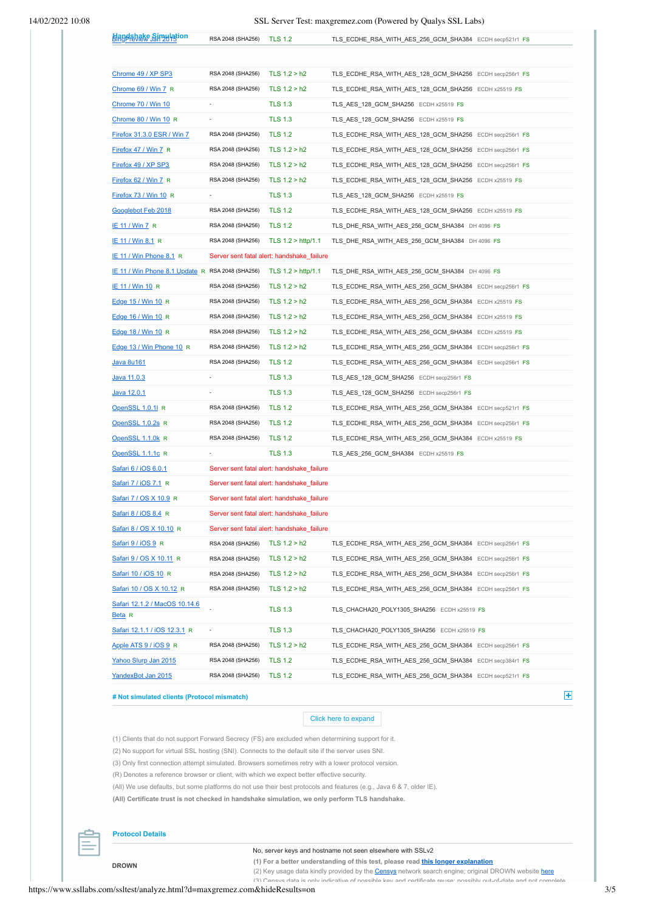## Handshake Simulation

| | | | | |
|---|---|---|---|---|
| BingPreview Jan 2015 | RSA 2048 (SHA256) | TLS 1.2 | TLS_ECDHE_RSA_WITH_AES_256_GCM_SHA384 | ECDH secp521r1 FS |
| Chrome 49 / XP SP3 | RSA 2048 (SHA256) | TLS 1.2 > h2 | TLS_ECDHE_RSA_WITH_AES_128_GCM_SHA256 | ECDH secp256r1 FS |
| Chrome 69 / Win 7 R | RSA 2048 (SHA256) | TLS 1.2 > h2 | TLS_ECDHE_RSA_WITH_AES_128_GCM_SHA256 | ECDH x25519 FS |
| Chrome 70 / Win 10 | - | TLS 1.3 | TLS_AES_128_GCM_SHA256 | ECDH x25519 FS |
| Chrome 80 / Win 10 R | - | TLS 1.3 | TLS_AES_128_GCM_SHA256 | ECDH x25519 FS |
| Firefox 31.3.0 ESR / Win 7 | RSA 2048 (SHA256) | TLS 1.2 | TLS_ECDHE_RSA_WITH_AES_128_GCM_SHA256 | ECDH secp256r1 FS |
| Firefox 47 / Win 7 R | RSA 2048 (SHA256) | TLS 1.2 > h2 | TLS_ECDHE_RSA_WITH_AES_128_GCM_SHA256 | ECDH secp256r1 FS |
| Firefox 49 / XP SP3 | RSA 2048 (SHA256) | TLS 1.2 > h2 | TLS_ECDHE_RSA_WITH_AES_128_GCM_SHA256 | ECDH secp256r1 FS |
| Firefox 62 / Win 7 R | RSA 2048 (SHA256) | TLS 1.2 > h2 | TLS_ECDHE_RSA_WITH_AES_128_GCM_SHA256 | ECDH x25519 FS |
| Firefox 73 / Win 10 R | - | TLS 1.3 | TLS_AES_128_GCM_SHA256 | ECDH x25519 FS |
| Googlebot Feb 2018 | RSA 2048 (SHA256) | TLS 1.2 | TLS_ECDHE_RSA_WITH_AES_128_GCM_SHA256 | ECDH x25519 FS |
| IE 11 / Win 7 R | RSA 2048 (SHA256) | TLS 1.2 | TLS_DHE_RSA_WITH_AES_256_GCM_SHA384 | DH 4096 FS |
| IE 11 / Win 8.1 R | RSA 2048 (SHA256) | TLS 1.2 > http/1.1 | TLS_DHE_RSA_WITH_AES_256_GCM_SHA384 | DH 4096 FS |
| IE 11 / Win Phone 8.1 R | Server sent fatal alert: handshake_failure | | | |
| IE 11 / Win Phone 8.1 Update R | RSA 2048 (SHA256) | TLS 1.2 > http/1.1 | TLS_DHE_RSA_WITH_AES_256_GCM_SHA384 | DH 4096 FS |
| IE 11 / Win 10 R | RSA 2048 (SHA256) | TLS 1.2 > h2 | TLS_ECDHE_RSA_WITH_AES_256_GCM_SHA384 | ECDH secp256r1 FS |
| Edge 15 / Win 10 R | RSA 2048 (SHA256) | TLS 1.2 > h2 | TLS_ECDHE_RSA_WITH_AES_256_GCM_SHA384 | ECDH x25519 FS |
| Edge 16 / Win 10 R | RSA 2048 (SHA256) | TLS 1.2 > h2 | TLS_ECDHE_RSA_WITH_AES_256_GCM_SHA384 | ECDH x25519 FS |
| Edge 18 / Win 10 R | RSA 2048 (SHA256) | TLS 1.2 > h2 | TLS_ECDHE_RSA_WITH_AES_256_GCM_SHA384 | ECDH x25519 FS |
| Edge 13 / Win Phone 10 R | RSA 2048 (SHA256) | TLS 1.2 > h2 | TLS_ECDHE_RSA_WITH_AES_256_GCM_SHA384 | ECDH secp256r1 FS |
| Java 8u161 | RSA 2048 (SHA256) | TLS 1.2 | TLS_ECDHE_RSA_WITH_AES_256_GCM_SHA384 | ECDH secp256r1 FS |
| Java 11.0.3 | - | TLS 1.3 | TLS_AES_128_GCM_SHA256 | ECDH secp256r1 FS |
| Java 12.0.1 | - | TLS 1.3 | TLS_AES_128_GCM_SHA256 | ECDH secp256r1 FS |
| OpenSSL 1.0.1l R | RSA 2048 (SHA256) | TLS 1.2 | TLS_ECDHE_RSA_WITH_AES_256_GCM_SHA384 | ECDH secp521r1 FS |
| OpenSSL 1.0.2s R | RSA 2048 (SHA256) | TLS 1.2 | TLS_ECDHE_RSA_WITH_AES_256_GCM_SHA384 | ECDH secp256r1 FS |
| OpenSSL 1.1.0k R | RSA 2048 (SHA256) | TLS 1.2 | TLS_ECDHE_RSA_WITH_AES_256_GCM_SHA384 | ECDH x25519 FS |
| OpenSSL 1.1.1c R | - | TLS 1.3 | TLS_AES_256_GCM_SHA384 | ECDH x25519 FS |
| Safari 6 / iOS 6.0.1 | Server sent fatal alert: handshake_failure | | | |
| Safari 7 / iOS 7.1 R | Server sent fatal alert: handshake_failure | | | |
| Safari 7 / OS X 10.9 R | Server sent fatal alert: handshake_failure | | | |
| Safari 8 / iOS 8.4 R | Server sent fatal alert: handshake_failure | | | |
| Safari 8 / OS X 10.10 R | Server sent fatal alert: handshake_failure | | | |
| Safari 9 / iOS 9 R | RSA 2048 (SHA256) | TLS 1.2 > h2 | TLS_ECDHE_RSA_WITH_AES_256_GCM_SHA384 | ECDH secp256r1 FS |
| Safari 9 / OS X 10.11 R | RSA 2048 (SHA256) | TLS 1.2 > h2 | TLS_ECDHE_RSA_WITH_AES_256_GCM_SHA384 | ECDH secp256r1 FS |
| Safari 10 / iOS 10 R | RSA 2048 (SHA256) | TLS 1.2 > h2 | TLS_ECDHE_RSA_WITH_AES_256_GCM_SHA384 | ECDH secp256r1 FS |
| Safari 10 / OS X 10.12 R | RSA 2048 (SHA256) | TLS 1.2 > h2 | TLS_ECDHE_RSA_WITH_AES_256_GCM_SHA384 | ECDH secp256r1 FS |
| Safari 12.1.2 / MacOS 10.14.6 Beta R | - | TLS 1.3 | TLS_CHACHA20_POLY1305_SHA256 | ECDH x25519 FS |
| Safari 12.1.1 / iOS 12.3.1 R | - | TLS 1.3 | TLS_CHACHA20_POLY1305_SHA256 | ECDH x25519 FS |
| Apple ATS 9 / iOS 9 R | RSA 2048 (SHA256) | TLS 1.2 > h2 | TLS_ECDHE_RSA_WITH_AES_256_GCM_SHA384 | ECDH secp256r1 FS |
| Yahoo Slurp Jan 2015 | RSA 2048 (SHA256) | TLS 1.2 | TLS_ECDHE_RSA_WITH_AES_256_GCM_SHA384 | ECDH secp384r1 FS |
| YandexBot Jan 2015 | RSA 2048 (SHA256) | TLS 1.2 | TLS_ECDHE_RSA_WITH_AES_256_GCM_SHA384 | ECDH secp521r1 FS |

**# Not simulated clients (Protocol mismatch)**

Click here to expand

(1) Clients that do not support Forward Secrecy (FS) are excluded when determining support for it.

(2) No support for virtual SSL hosting (SNI). Connects to the default site if the server uses SNI.

(3) Only first connection attempt simulated. Browsers sometimes retry with a lower protocol version.

(R) Denotes a reference browser or client, with which we expect better effective security.

(All) We use defaults, but some platforms do not use their best protocols and features (e.g., Java 6 & 7, older IE).

**(All) Certificate trust is not checked in handshake simulation, we only perform TLS handshake.**

## Protocol Details

| | |
|---|---|
| DROWN | No, server keys and hostname not seen elsewhere with SSLv2<br>**(1) For a better understanding of this test, please read this longer explanation**<br>(2) Key usage data kindly provided by the Censys network search engine; original DROWN website here<br>(3) Censys data is only indicative of possible key and certificate reuse; possibly out-of-date and not complete |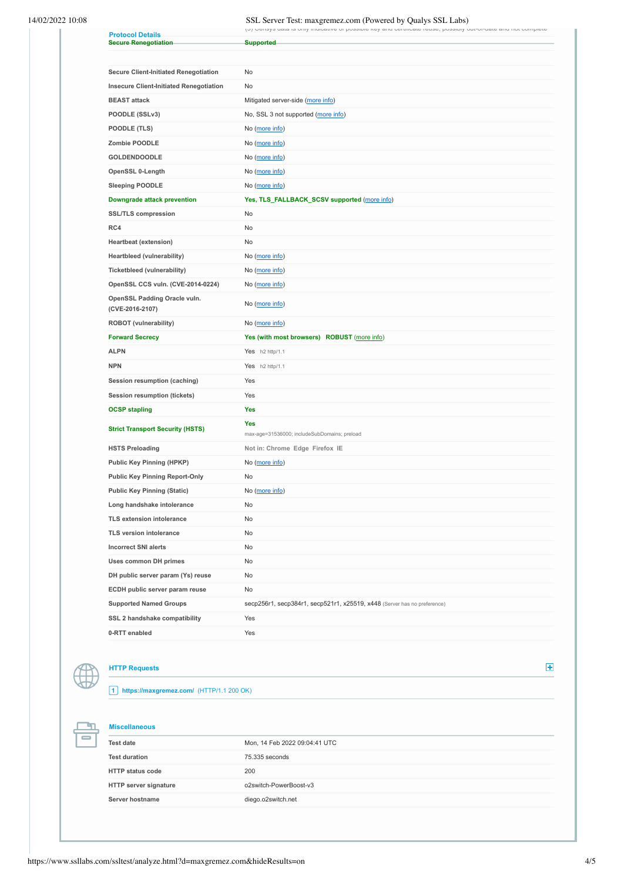(3) Censys data is only indicative of possible key and certificate reuse, possibly out-of-date and not complete

### Protocol Details

| | |
|---|---|
| Secure Renegotiation | Supported |
| Secure Client-Initiated Renegotiation | No |
| Insecure Client-Initiated Renegotiation | No |
| BEAST attack | Mitigated server-side (more info) |
| POODLE (SSLv3) | No, SSL 3 not supported (more info) |
| POODLE (TLS) | No (more info) |
| Zombie POODLE | No (more info) |
| GOLDENDOODLE | No (more info) |
| OpenSSL 0-Length | No (more info) |
| Sleeping POODLE | No (more info) |
| **Downgrade attack prevention** | **Yes, TLS_FALLBACK_SCSV supported** (more info) |
| SSL/TLS compression | No |
| RC4 | No |
| Heartbeat (extension) | No |
| Heartbleed (vulnerability) | No (more info) |
| Ticketbleed (vulnerability) | No (more info) |
| OpenSSL CCS vuln. (CVE-2014-0224) | No (more info) |
| OpenSSL Padding Oracle vuln. (CVE-2016-2107) | No (more info) |
| ROBOT (vulnerability) | No (more info) |
| **Forward Secrecy** | **Yes (with most browsers) ROBUST** (more info) |
| ALPN | Yes h2 http/1.1 |
| NPN | Yes h2 http/1.1 |
| Session resumption (caching) | Yes |
| Session resumption (tickets) | Yes |
| **OCSP stapling** | **Yes** |
| **Strict Transport Security (HSTS)** | **Yes** max-age=31536000; includeSubDomains; preload |
| HSTS Preloading | Not in: Chrome Edge Firefox IE |
| Public Key Pinning (HPKP) | No (more info) |
| Public Key Pinning Report-Only | No |
| Public Key Pinning (Static) | No (more info) |
| Long handshake intolerance | No |
| TLS extension intolerance | No |
| TLS version intolerance | No |
| Incorrect SNI alerts | No |
| Uses common DH primes | No |
| DH public server param (Ys) reuse | No |
| ECDH public server param reuse | No |
| Supported Named Groups | secp256r1, secp384r1, secp521r1, x25519, x448 (Server has no preference) |
| SSL 2 handshake compatibility | Yes |
| 0-RTT enabled | Yes |

### HTTP Requests

1 https://maxgremez.com/ (HTTP/1.1 200 OK)

### Miscellaneous

| | |
|---|---|
| Test date | Mon, 14 Feb 2022 09:04:41 UTC |
| Test duration | 75.335 seconds |
| HTTP status code | 200 |
| HTTP server signature | o2switch-PowerBoost-v3 |
| Server hostname | diego.o2switch.net |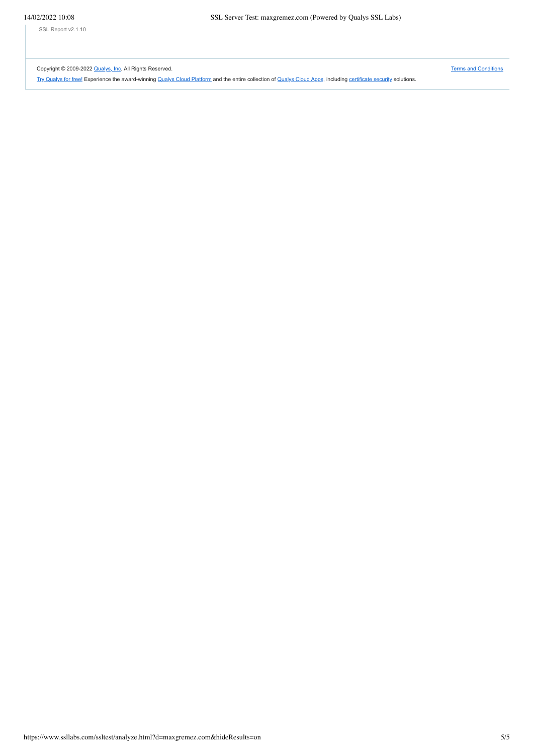SSL Report v2.1.10

Copyright © 2009-2022 Qualys, Inc. All Rights Reserved. Terms and Conditions

Try Qualys for free! Experience the award-winning Qualys Cloud Platform and the entire collection of Qualys Cloud Apps, including certificate security solutions.